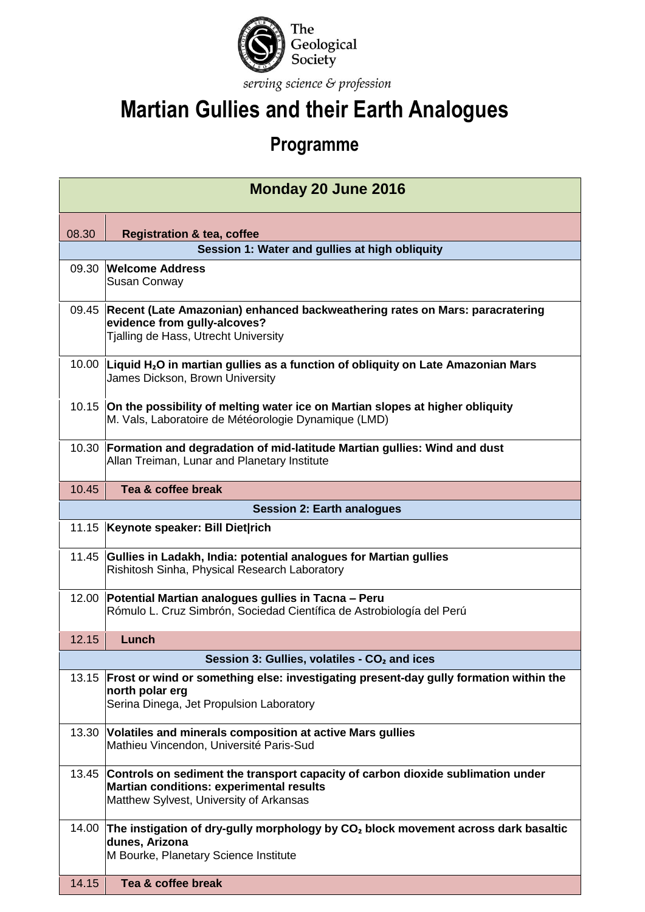The Geological Society

*serving science & profession*

# Martian Gullies and their Earth Analogues

## Programme

| Monday 20 June 2016 | |
|---|---|
| 08.30 | **Registration & tea, coffee** |
| **Session 1: Water and gullies at high obliquity** | |
| 09.30 | **Welcome Address**<br>Susan Conway |
| 09.45 | **Recent (Late Amazonian) enhanced backweathering rates on Mars: paracratering evidence from gully-alcoves?**<br>Tjalling de Hass, Utrecht University |
| 10.00 | **Liquid $H_2O$ in martian gullies as a function of obliquity on Late Amazonian Mars**<br>James Dickson, Brown University |
| 10.15 | **On the possibility of melting water ice on Martian slopes at higher obliquity**<br>M. Vals, Laboratoire de Météorologie Dynamique (LMD) |
| 10.30 | **Formation and degradation of mid-latitude Martian gullies: Wind and dust**<br>Allan Treiman, Lunar and Planetary Institute |
| 10.45 | **Tea & coffee break** |
| **Session 2: Earth analogues** | |
| 11.15 | **Keynote speaker: Bill Diet\|rich** |
| 11.45 | **Gullies in Ladakh, India: potential analogues for Martian gullies**<br>Rishitosh Sinha, Physical Research Laboratory |
| 12.00 | **Potential Martian analogues gullies in Tacna – Peru**<br>Rómulo L. Cruz Simbrón, Sociedad Científica de Astrobiología del Perú |
| 12.15 | **Lunch** |
| **Session 3: Gullies, volatiles - $CO_2$ and ices** | |
| 13.15 | **Frost or wind or something else: investigating present-day gully formation within the north polar erg**<br>Serina Dinega, Jet Propulsion Laboratory |
| 13.30 | **Volatiles and minerals composition at active Mars gullies**<br>Mathieu Vincendon, Université Paris-Sud |
| 13.45 | **Controls on sediment the transport capacity of carbon dioxide sublimation under Martian conditions: experimental results**<br>Matthew Sylvest, University of Arkansas |
| 14.00 | **The instigation of dry-gully morphology by $CO_2$ block movement across dark basaltic dunes, Arizona**<br>M Bourke, Planetary Science Institute |
| 14.15 | **Tea & coffee break** |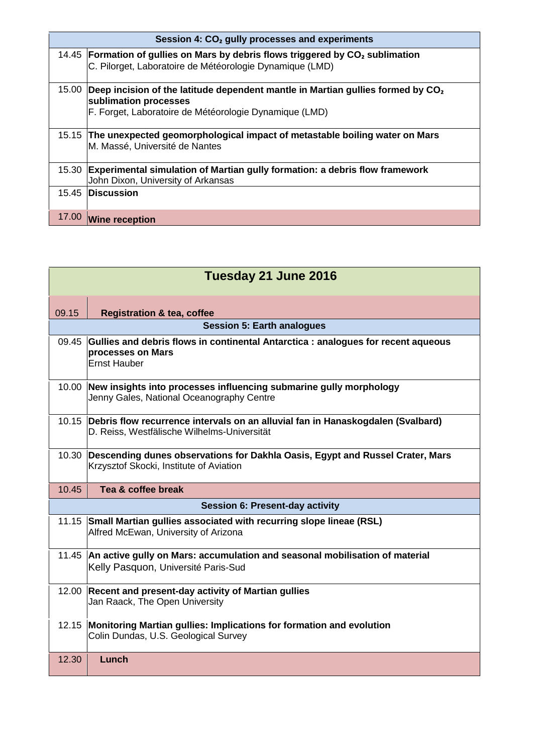| Session 4: $CO_2$ gully processes and experiments | |
|---|---|
| 14.45 | **Formation of gullies on Mars by debris flows triggered by $CO_2$ sublimation**<br>C. Pilorget, Laboratoire de Météorologie Dynamique (LMD) |
| 15.00 | **Deep incision of the latitude dependent mantle in Martian gullies formed by $CO_2$ sublimation processes**<br>F. Forget, Laboratoire de Météorologie Dynamique (LMD) |
| 15.15 | **The unexpected geomorphological impact of metastable boiling water on Mars**<br>M. Massé, Université de Nantes |
| 15.30 | **Experimental simulation of Martian gully formation: a debris flow framework**<br>John Dixon, University of Arkansas |
| 15.45 | **Discussion** |
| 17.00 | **Wine reception** |

## Tuesday 21 June 2016

| 09.15 | **Registration & tea, coffee** |
|---|---|
| **Session 5: Earth analogues** | |
| 09.45 | **Gullies and debris flows in continental Antarctica : analogues for recent aqueous processes on Mars**<br>Ernst Hauber |
| 10.00 | **New insights into processes influencing submarine gully morphology**<br>Jenny Gales, National Oceanography Centre |
| 10.15 | **Debris flow recurrence intervals on an alluvial fan in Hanaskogdalen (Svalbard)**<br>D. Reiss, Westfälische Wilhelms-Universität |
| 10.30 | **Descending dunes observations for Dakhla Oasis, Egypt and Russel Crater, Mars**<br>Krzysztof Skocki, Institute of Aviation |
| 10.45 | **Tea & coffee break** |
| **Session 6: Present-day activity** | |
| 11.15 | **Small Martian gullies associated with recurring slope lineae (RSL)**<br>Alfred McEwan, University of Arizona |
| 11.45 | **An active gully on Mars: accumulation and seasonal mobilisation of material**<br>Kelly Pasquon, Université Paris-Sud |
| 12.00 | **Recent and present-day activity of Martian gullies**<br>Jan Raack, The Open University |
| 12.15 | **Monitoring Martian gullies: Implications for formation and evolution**<br>Colin Dundas, U.S. Geological Survey |
| 12.30 | **Lunch** |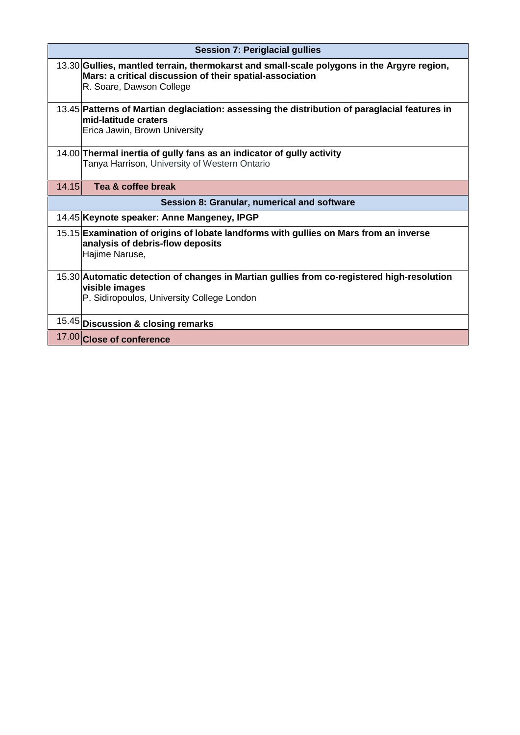| | |
|---|---|
| **Session 7: Periglacial gullies** | |
| 13.30 | **Gullies, mantled terrain, thermokarst and small-scale polygons in the Argyre region, Mars: a critical discussion of their spatial-association**<br>R. Soare, Dawson College |
| 13.45 | **Patterns of Martian deglaciation: assessing the distribution of paraglacial features in mid-latitude craters**<br>Erica Jawin, Brown University |
| 14.00 | **Thermal inertia of gully fans as an indicator of gully activity**<br>Tanya Harrison, University of Western Ontario |
| 14.15 | **Tea & coffee break** |
| **Session 8: Granular, numerical and software** | |
| 14.45 | **Keynote speaker: Anne Mangeney, IPGP** |
| 15.15 | **Examination of origins of lobate landforms with gullies on Mars from an inverse analysis of debris-flow deposits**<br>Hajime Naruse, |
| 15.30 | **Automatic detection of changes in Martian gullies from co-registered high-resolution visible images**<br>P. Sidiropoulos, University College London |
| 15.45 | **Discussion & closing remarks** |
| 17.00 | **Close of conference** |